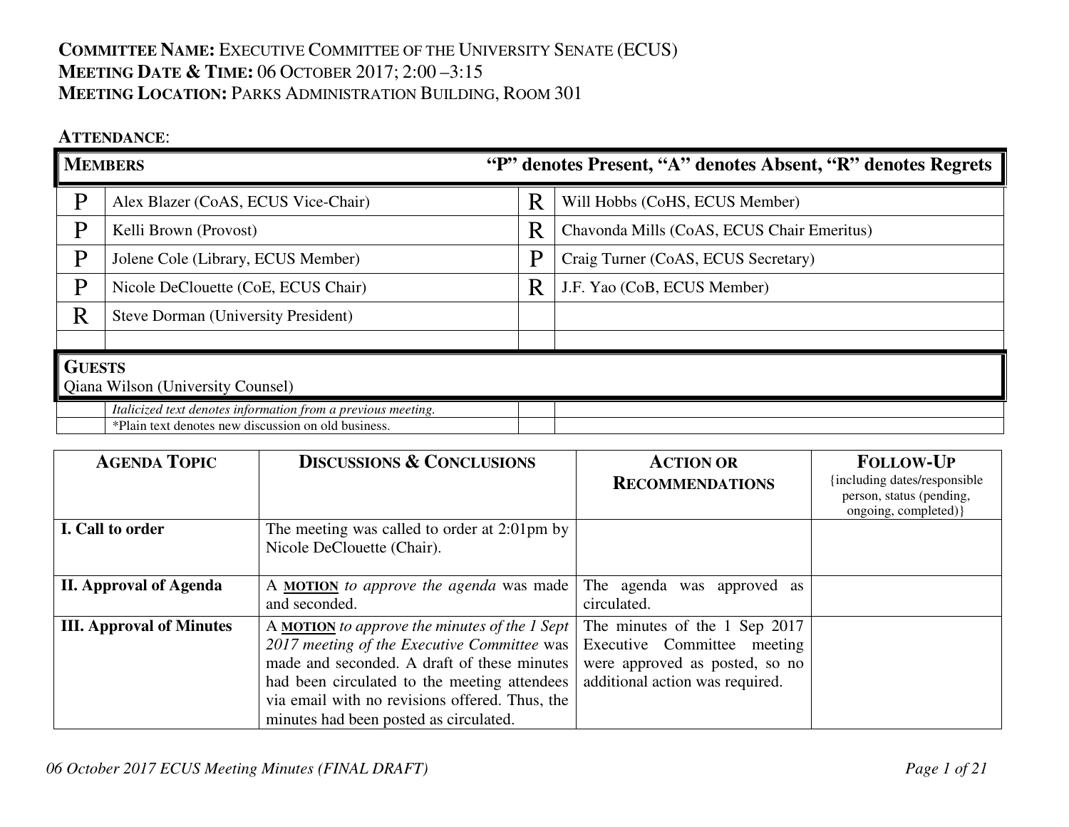**COMMITTEE NAME:** EXECUTIVE COMMITTEE OF THE UNIVERSITY SENATE (ECUS)
**MEETING DATE & TIME:** 06 OCTOBER 2017; 2:00 –3:15
**MEETING LOCATION:** PARKS ADMINISTRATION BUILDING, ROOM 301

**ATTENDANCE**:

| **MEMBERS** | | **"P" denotes Present, "A" denotes Absent, "R" denotes Regrets** | |
|---|---|---|---|
| P | Alex Blazer (CoAS, ECUS Vice-Chair) | R | Will Hobbs (CoHS, ECUS Member) |
| P | Kelli Brown (Provost) | R | Chavonda Mills (CoAS, ECUS Chair Emeritus) |
| P | Jolene Cole (Library, ECUS Member) | P | Craig Turner (CoAS, ECUS Secretary) |
| P | Nicole DeClouette (CoE, ECUS Chair) | R | J.F. Yao (CoB, ECUS Member) |
| R | Steve Dorman (University President) | | |
| | | | |
| **GUESTS** | | | |
| Qiana Wilson (University Counsel) | | | |
| | *Italicized text denotes information from a previous meeting.* | | |
| | *Plain text denotes new discussion on old business. | | |

| **AGENDA TOPIC** | **DISCUSSIONS & CONCLUSIONS** | **ACTION OR RECOMMENDATIONS** | **FOLLOW-UP** {including dates/responsible person, status (pending, ongoing, completed)} |
|---|---|---|---|
| **I. Call to order** | The meeting was called to order at 2:01pm by Nicole DeClouette (Chair). | | |
| **II. Approval of Agenda** | A **MOTION** *to approve the agenda* was made and seconded. | The agenda was approved as circulated. | |
| **III. Approval of Minutes** | A **MOTION** *to approve the minutes of the 1 Sept 2017 meeting of the Executive Committee* was made and seconded. A draft of these minutes had been circulated to the meeting attendees via email with no revisions offered. Thus, the minutes had been posted as circulated. | The minutes of the 1 Sep 2017 Executive Committee meeting were approved as posted, so no additional action was required. | |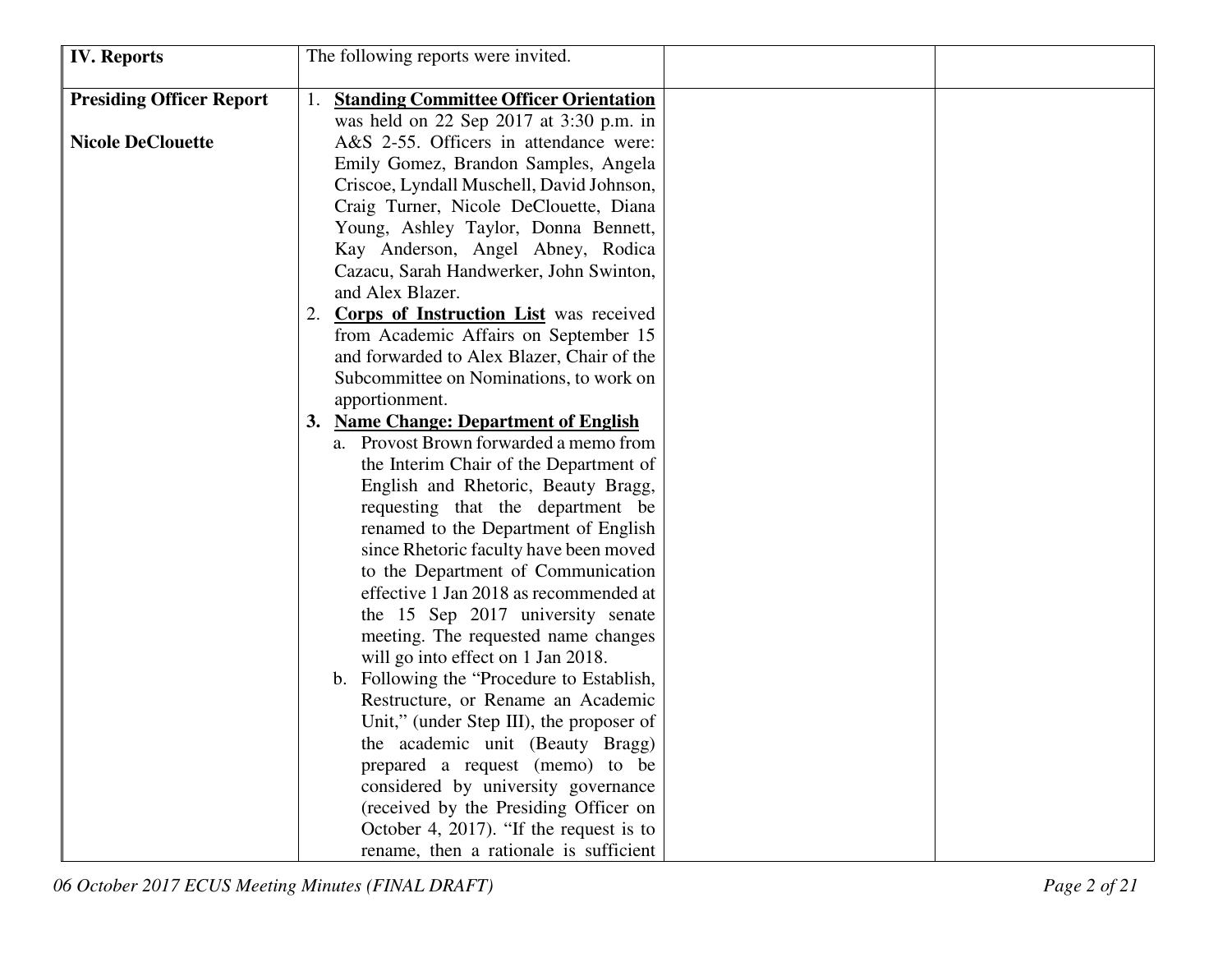| **IV. Reports** | The following reports were invited. | | |
|---|---|---|---|
| **Presiding Officer Report**<br><br>**Nicole DeClouette** | 1. **<u>Standing Committee Officer Orientation</u>** was held on 22 Sep 2017 at 3:30 p.m. in A&S 2-55. Officers in attendance were: Emily Gomez, Brandon Samples, Angela Criscoe, Lyndall Muschell, David Johnson, Craig Turner, Nicole DeClouette, Diana Young, Ashley Taylor, Donna Bennett, Kay Anderson, Angel Abney, Rodica Cazacu, Sarah Handwerker, John Swinton, and Alex Blazer.<br>2. **<u>Corps of Instruction List</u>** was received from Academic Affairs on September 15 and forwarded to Alex Blazer, Chair of the Subcommittee on Nominations, to work on apportionment.<br>3. **<u>Name Change: Department of English</u>**<br>a. Provost Brown forwarded a memo from the Interim Chair of the Department of English and Rhetoric, Beauty Bragg, requesting that the department be renamed to the Department of English since Rhetoric faculty have been moved to the Department of Communication effective 1 Jan 2018 as recommended at the 15 Sep 2017 university senate meeting. The requested name changes will go into effect on 1 Jan 2018.<br>b. Following the "Procedure to Establish, Restructure, or Rename an Academic Unit," (under Step III), the proposer of the academic unit (Beauty Bragg) prepared a request (memo) to be considered by university governance (received by the Presiding Officer on October 4, 2017). "If the request is to rename, then a rationale is sufficient | | |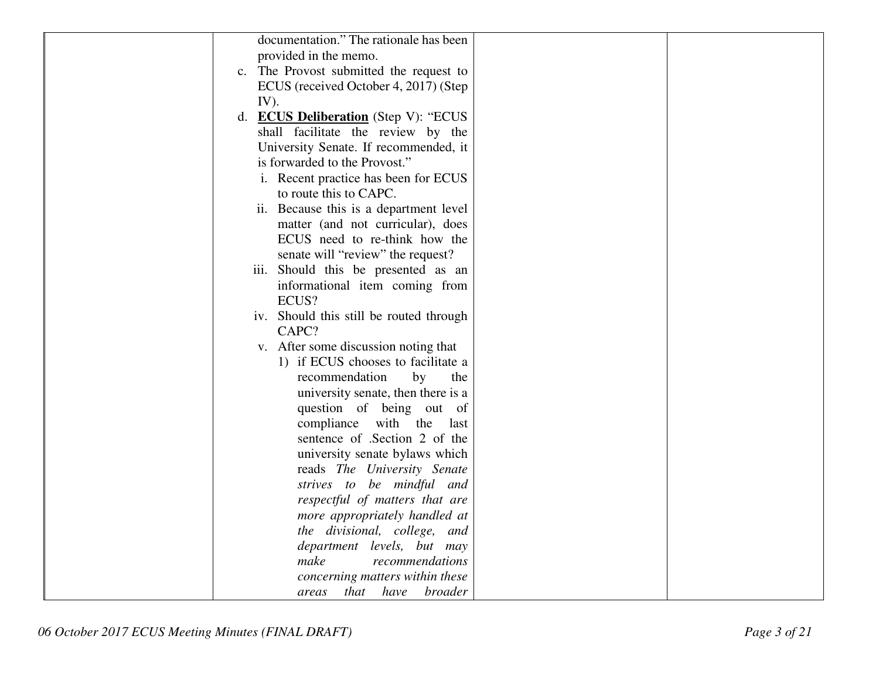| | | | |
|---|---|---|---|
| | documentation." The rationale has been provided in the memo.<br>c. The Provost submitted the request to ECUS (received October 4, 2017) (Step IV).<br>d. **ECUS Deliberation** (Step V): "ECUS shall facilitate the review by the University Senate. If recommended, it is forwarded to the Provost."<br>i. Recent practice has been for ECUS to route this to CAPC.<br>ii. Because this is a department level matter (and not curricular), does ECUS need to re-think how the senate will "review" the request?<br>iii. Should this be presented as an informational item coming from ECUS?<br>iv. Should this still be routed through CAPC?<br>v. After some discussion noting that<br>1) if ECUS chooses to facilitate a recommendation by the university senate, then there is a question of being out of compliance with the last sentence of .Section 2 of the university senate bylaws which reads *The University Senate strives to be mindful and respectful of matters that are more appropriately handled at the divisional, college, and department levels, but may make recommendations concerning matters within these areas that have broader* | | |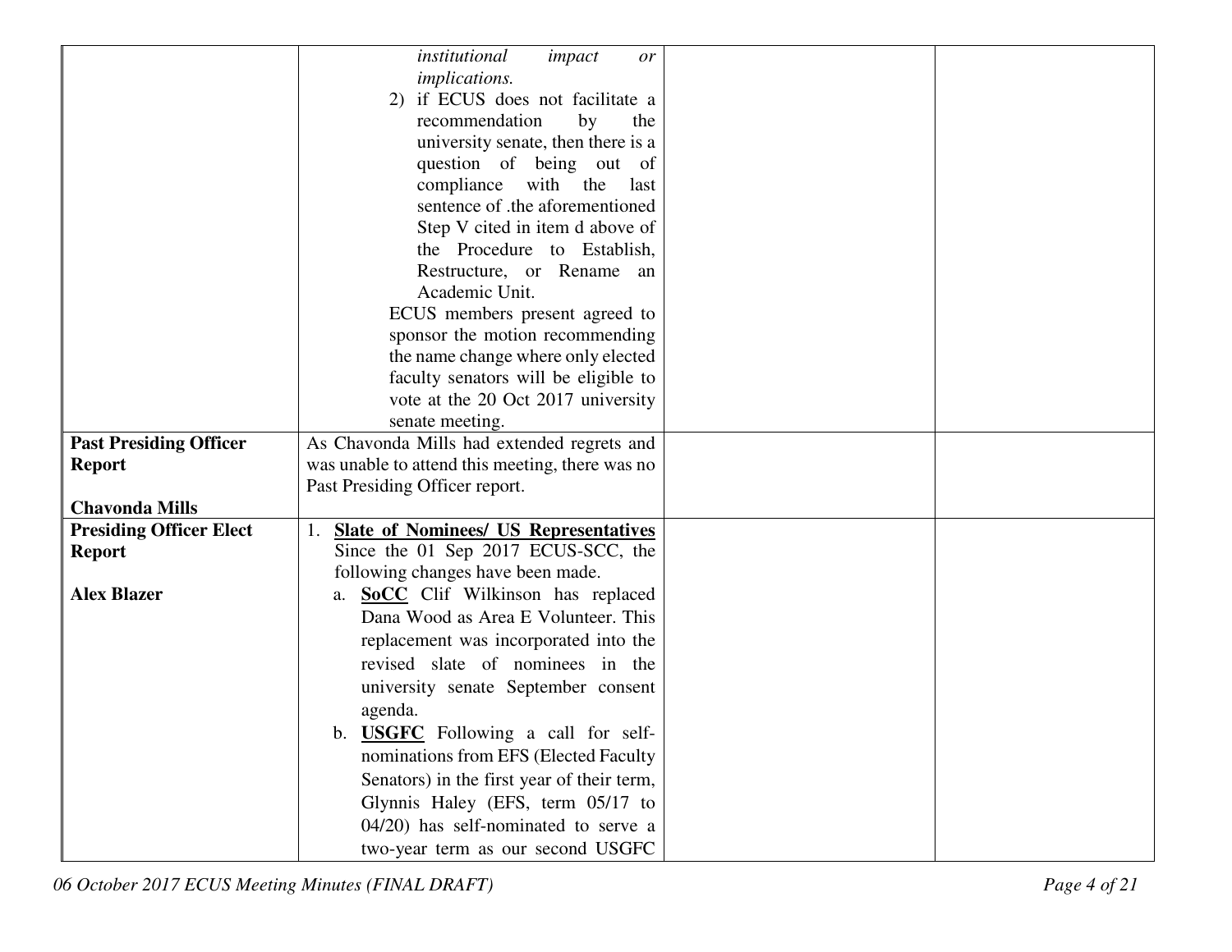| | | | |
|---|---|---|---|
| | *institutional impact or implications.*<br>2) if ECUS does not facilitate a recommendation by the university senate, then there is a question of being out of compliance with the last sentence of .the aforementioned Step V cited in item d above of the Procedure to Establish, Restructure, or Rename an Academic Unit.<br>ECUS members present agreed to sponsor the motion recommending the name change where only elected faculty senators will be eligible to vote at the 20 Oct 2017 university senate meeting. | | |
| **Past Presiding Officer Report**<br><br>**Chavonda Mills** | As Chavonda Mills had extended regrets and was unable to attend this meeting, there was no Past Presiding Officer report. | | |
| **Presiding Officer Elect Report**<br><br>**Alex Blazer** | 1. **Slate of Nominees/ US Representatives** Since the 01 Sep 2017 ECUS-SCC, the following changes have been made.<br>a. **SoCC** Clif Wilkinson has replaced Dana Wood as Area E Volunteer. This replacement was incorporated into the revised slate of nominees in the university senate September consent agenda.<br>b. **USGFC** Following a call for self-nominations from EFS (Elected Faculty Senators) in the first year of their term, Glynnis Haley (EFS, term 05/17 to 04/20) has self-nominated to serve a two-year term as our second USGFC | | |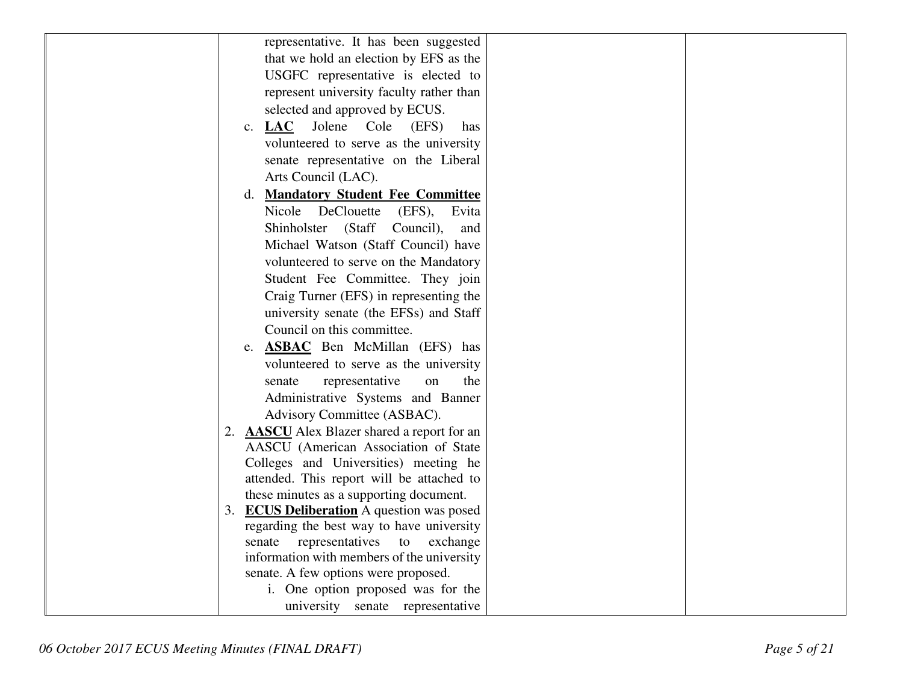| | | | |
|---|---|---|---|
| | representative. It has been suggested that we hold an election by EFS as the USGFC representative is elected to represent university faculty rather than selected and approved by ECUS.<br>c. **<u>LAC</u>** Jolene Cole (EFS) has volunteered to serve as the university senate representative on the Liberal Arts Council (LAC).<br>d. **<u>Mandatory Student Fee Committee</u>** Nicole DeClouette (EFS), Evita Shinholster (Staff Council), and Michael Watson (Staff Council) have volunteered to serve on the Mandatory Student Fee Committee. They join Craig Turner (EFS) in representing the university senate (the EFSs) and Staff Council on this committee.<br>e. **<u>ASBAC</u>** Ben McMillan (EFS) has volunteered to serve as the university senate representative on the Administrative Systems and Banner Advisory Committee (ASBAC).<br>2. **<u>AASCU</u>** Alex Blazer shared a report for an AASCU (American Association of State Colleges and Universities) meeting he attended. This report will be attached to these minutes as a supporting document.<br>3. **<u>ECUS Deliberation</u>** A question was posed regarding the best way to have university senate representatives to exchange information with members of the university senate. A few options were proposed.<br>i. One option proposed was for the university senate representative | | |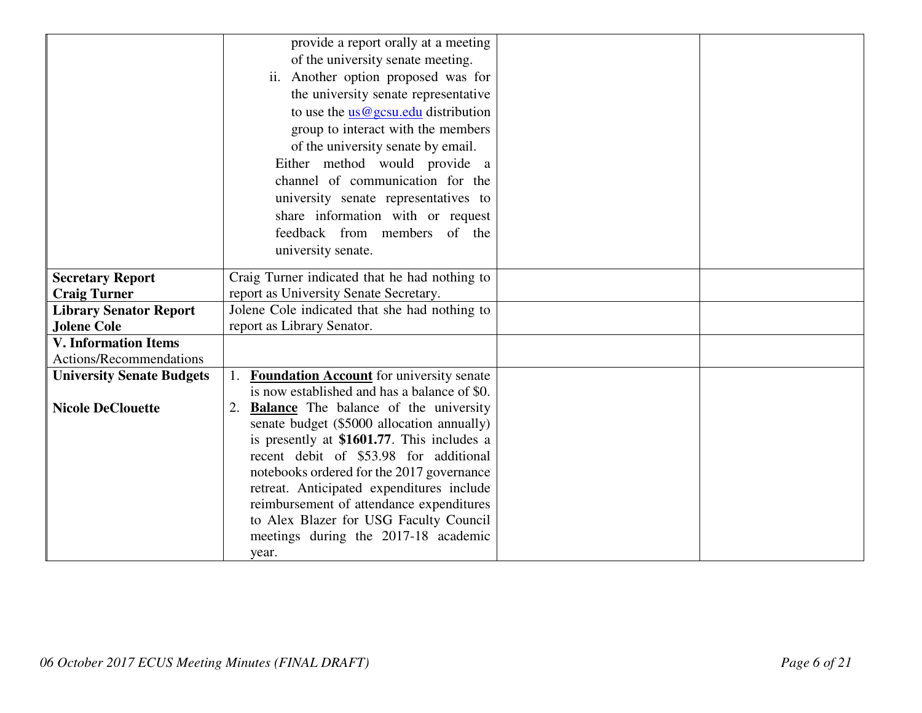| | | | |
|---|---|---|---|
| | provide a report orally at a meeting of the university senate meeting.<br>ii. Another option proposed was for the university senate representative to use the [us@gcsu.edu](mailto:us@gcsu.edu) distribution group to interact with the members of the university senate by email.<br>Either method would provide a channel of communication for the university senate representatives to share information with or request feedback from members of the university senate. | | |
| **Secretary Report**<br>**Craig Turner** | Craig Turner indicated that he had nothing to report as University Senate Secretary. | | |
| **Library Senator Report**<br>**Jolene Cole** | Jolene Cole indicated that she had nothing to report as Library Senator. | | |
| **V. Information Items**<br>Actions/Recommendations | | | |
| **University Senate Budgets**<br><br>**Nicole DeClouette** | 1. **<u>Foundation Account</u>** for university senate is now established and has a balance of $0.<br>2. **<u>Balance</u>** The balance of the university senate budget ($5000 allocation annually) is presently at **$1601.77**. This includes a recent debit of $53.98 for additional notebooks ordered for the 2017 governance retreat. Anticipated expenditures include reimbursement of attendance expenditures to Alex Blazer for USG Faculty Council meetings during the 2017-18 academic year. | | |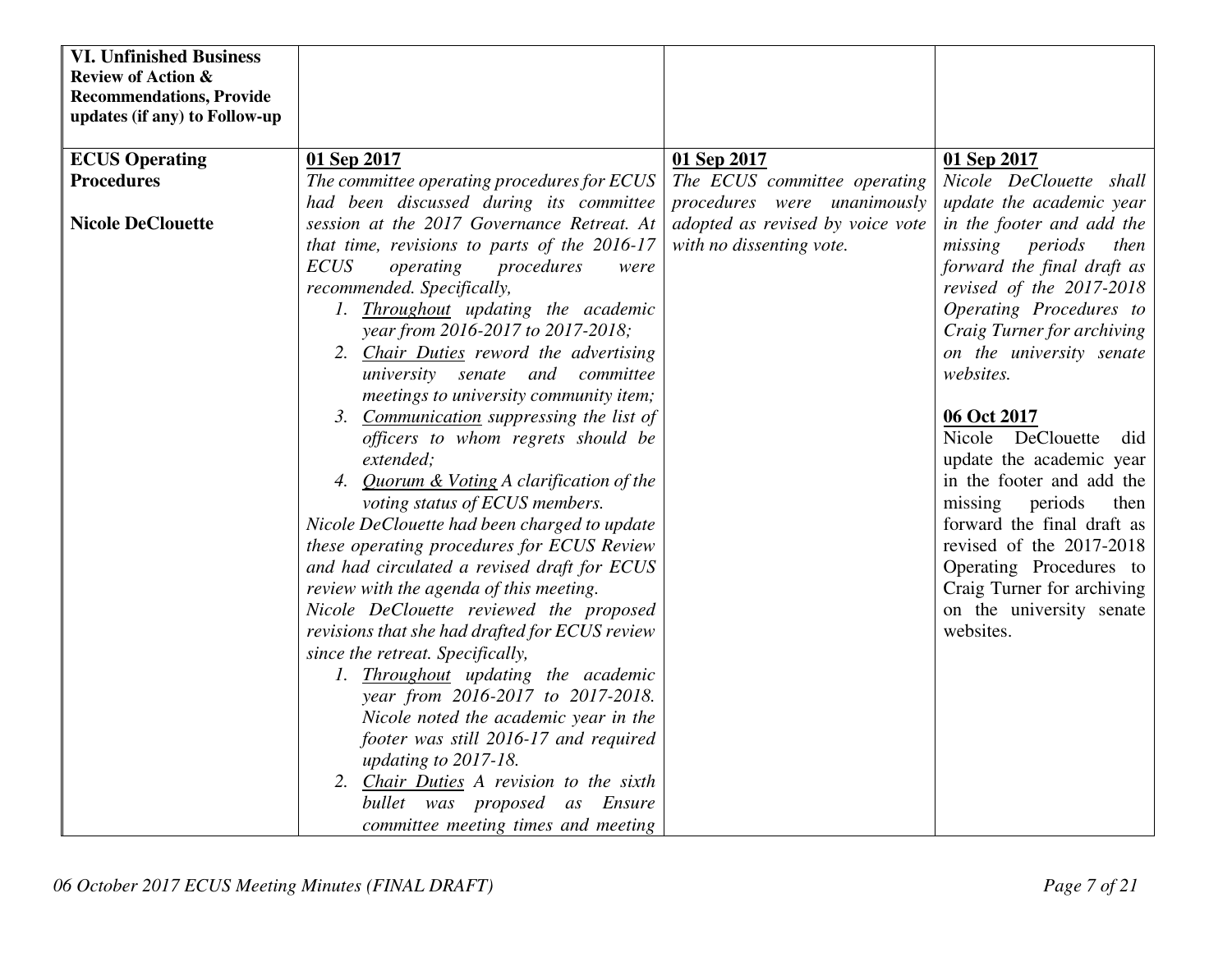| **VI. Unfinished Business Review of Action & Recommendations, Provide updates (if any) to Follow-up** | | | |
|---|---|---|---|
| **ECUS Operating Procedures**<br><br>**Nicole DeClouette** | **01 Sep 2017**<br>*The committee operating procedures for ECUS had been discussed during its committee session at the 2017 Governance Retreat. At that time, revisions to parts of the 2016-17 ECUS operating procedures were recommended. Specifically,*<br>*1. <u>Throughout</u> updating the academic year from 2016-2017 to 2017-2018;*<br>*2. <u>Chair Duties</u> reword the advertising university senate and committee meetings to university community item;*<br>*3. <u>Communication</u> suppressing the list of officers to whom regrets should be extended;*<br>*4. <u>Quorum & Voting</u> A clarification of the voting status of ECUS members.*<br>*Nicole DeClouette had been charged to update these operating procedures for ECUS Review and had circulated a revised draft for ECUS review with the agenda of this meeting.*<br>*Nicole DeClouette reviewed the proposed revisions that she had drafted for ECUS review since the retreat. Specifically,*<br>*1. <u>Throughout</u> updating the academic year from 2016-2017 to 2017-2018. Nicole noted the academic year in the footer was still 2016-17 and required updating to 2017-18.*<br>*2. <u>Chair Duties</u> A revision to the sixth bullet was proposed as Ensure committee meeting times and meeting* | **01 Sep 2017**<br>*The ECUS committee operating procedures were unanimously adopted as revised by voice vote with no dissenting vote.* | **01 Sep 2017**<br>*Nicole DeClouette shall update the academic year in the footer and add the missing periods then forward the final draft as revised of the 2017-2018 Operating Procedures to Craig Turner for archiving on the university senate websites.*<br><br>**06 Oct 2017**<br>Nicole DeClouette did update the academic year in the footer and add the missing periods then forward the final draft as revised of the 2017-2018 Operating Procedures to Craig Turner for archiving on the university senate websites. |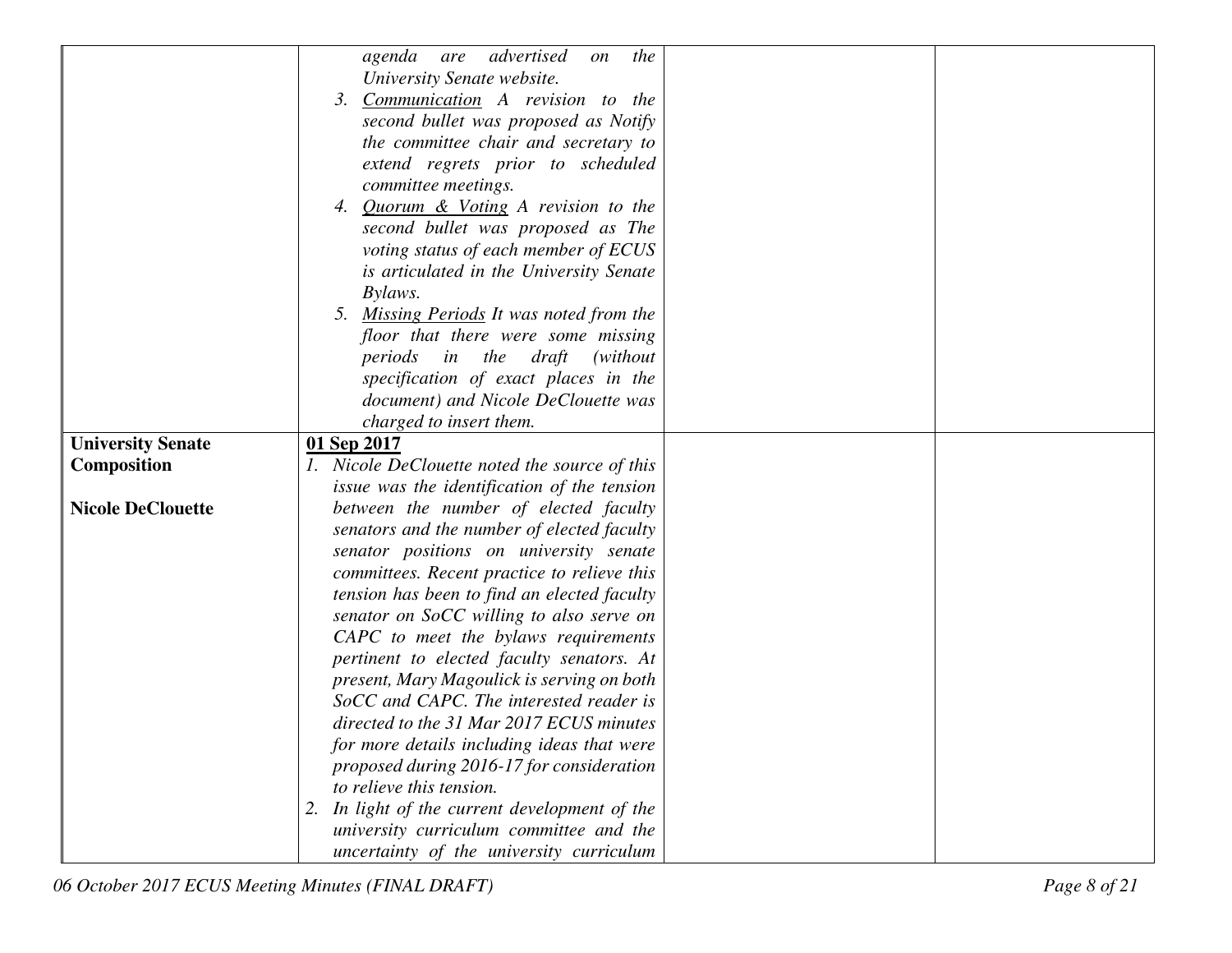| | | | |
|---|---|---|---|
| | *agenda are advertised on the University Senate website.*<br>3. *<u>Communication</u> A revision to the second bullet was proposed as Notify the committee chair and secretary to extend regrets prior to scheduled committee meetings.*<br>4. *<u>Quorum & Voting</u> A revision to the second bullet was proposed as The voting status of each member of ECUS is articulated in the University Senate Bylaws.*<br>5. *<u>Missing Periods</u> It was noted from the floor that there were some missing periods in the draft (without specification of exact places in the document) and Nicole DeClouette was charged to insert them.* | | |
| **University Senate Composition**<br><br>**Nicole DeClouette** | **<u>01 Sep 2017</u>**<br>1. *Nicole DeClouette noted the source of this issue was the identification of the tension between the number of elected faculty senators and the number of elected faculty senator positions on university senate committees. Recent practice to relieve this tension has been to find an elected faculty senator on SoCC willing to also serve on CAPC to meet the bylaws requirements pertinent to elected faculty senators. At present, Mary Magoulick is serving on both SoCC and CAPC. The interested reader is directed to the 31 Mar 2017 ECUS minutes for more details including ideas that were proposed during 2016-17 for consideration to relieve this tension.*<br>2. *In light of the current development of the university curriculum committee and the uncertainty of the university curriculum* | | |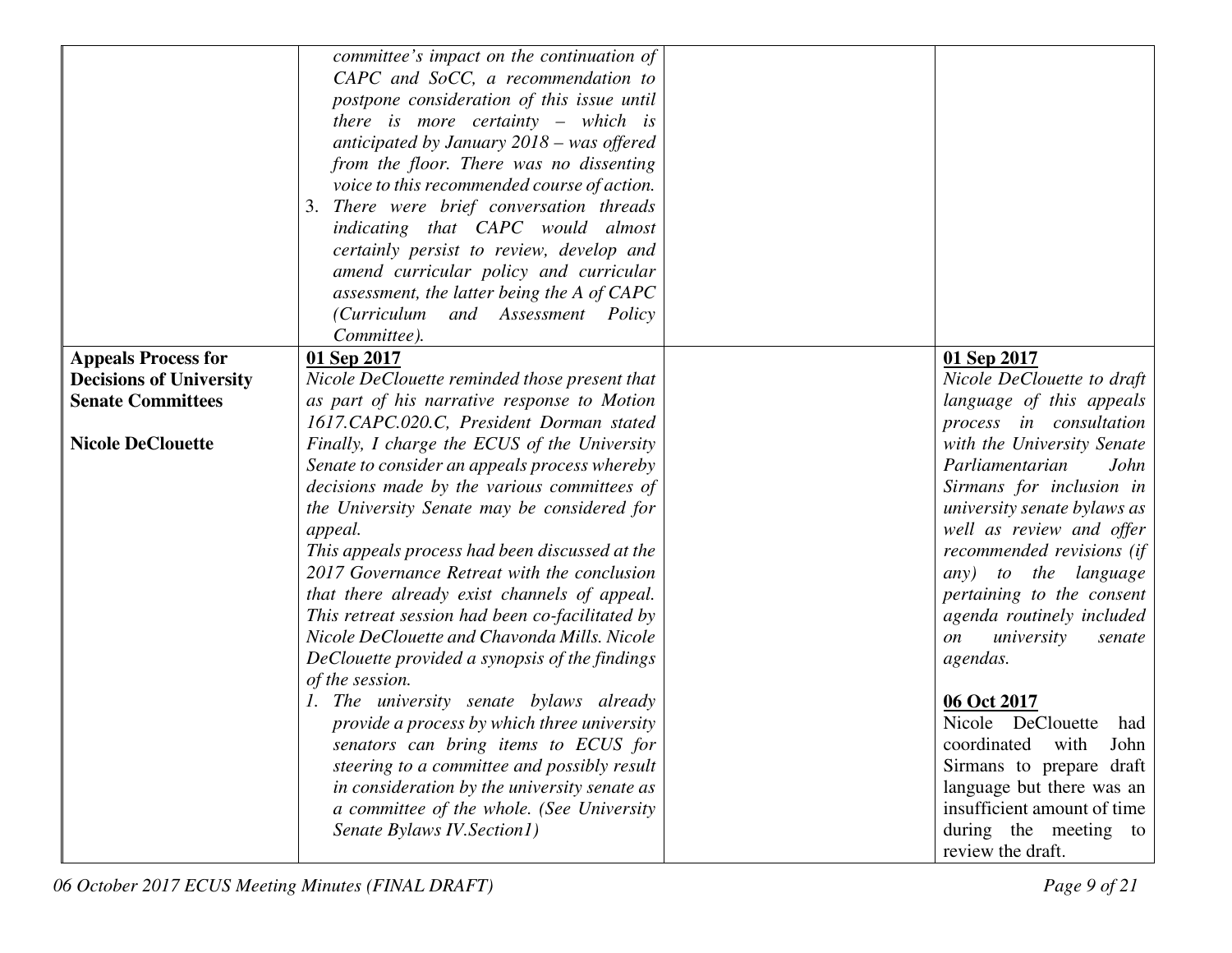| | | | |
|---|---|---|---|
| | *committee's impact on the continuation of CAPC and SoCC, a recommendation to postpone consideration of this issue until there is more certainty – which is anticipated by January 2018 – was offered from the floor. There was no dissenting voice to this recommended course of action.*<br>3. *There were brief conversation threads indicating that CAPC would almost certainly persist to review, develop and amend curricular policy and curricular assessment, the latter being the A of CAPC (Curriculum and Assessment Policy Committee).* | | |
| **Appeals Process for Decisions of University Senate Committees**<br><br>**Nicole DeClouette** | **01 Sep 2017**<br>*Nicole DeClouette reminded those present that as part of his narrative response to Motion 1617.CAPC.020.C, President Dorman stated Finally, I charge the ECUS of the University Senate to consider an appeals process whereby decisions made by the various committees of the University Senate may be considered for appeal.*<br>*This appeals process had been discussed at the 2017 Governance Retreat with the conclusion that there already exist channels of appeal. This retreat session had been co-facilitated by Nicole DeClouette and Chavonda Mills. Nicole DeClouette provided a synopsis of the findings of the session.*<br>1. *The university senate bylaws already provide a process by which three university senators can bring items to ECUS for steering to a committee and possibly result in consideration by the university senate as a committee of the whole. (See University Senate Bylaws IV.Section1)* | | **01 Sep 2017**<br>*Nicole DeClouette to draft language of this appeals process in consultation with the University Senate Parliamentarian John Sirmans for inclusion in university senate bylaws as well as review and offer recommended revisions (if any) to the language pertaining to the consent agenda routinely included on university senate agendas.*<br><br>**06 Oct 2017**<br>Nicole DeClouette had coordinated with John Sirmans to prepare draft language but there was an insufficient amount of time during the meeting to review the draft. |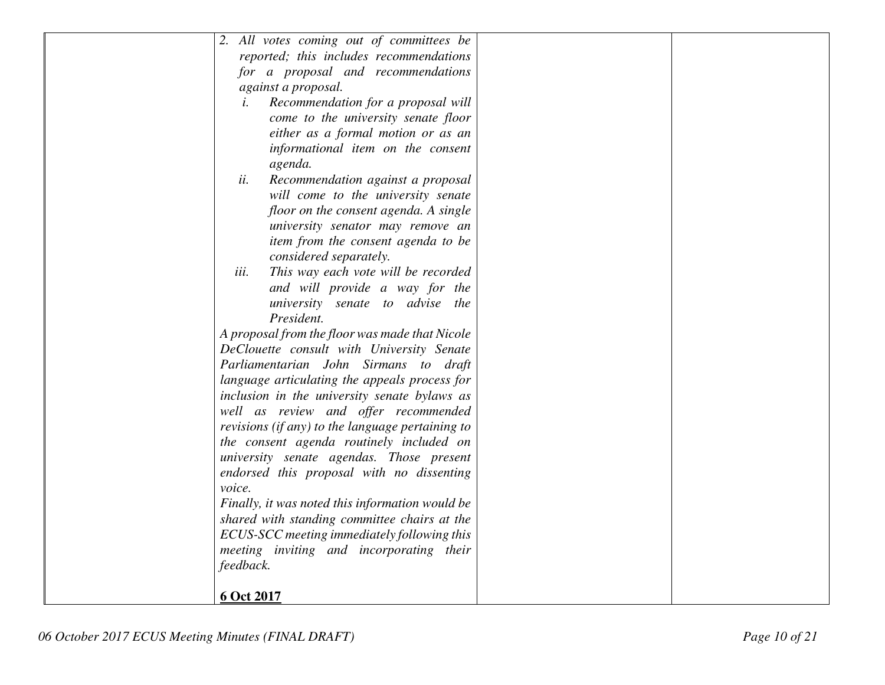| | | | |
|---|---|---|---|
| | *2. All votes coming out of committees be reported; this includes recommendations for a proposal and recommendations against a proposal.*<br>*i. Recommendation for a proposal will come to the university senate floor either as a formal motion or as an informational item on the consent agenda.*<br>*ii. Recommendation against a proposal will come to the university senate floor on the consent agenda. A single university senator may remove an item from the consent agenda to be considered separately.*<br>*iii. This way each vote will be recorded and will provide a way for the university senate to advise the President.*<br>*A proposal from the floor was made that Nicole DeClouette consult with University Senate Parliamentarian John Sirmans to draft language articulating the appeals process for inclusion in the university senate bylaws as well as review and offer recommended revisions (if any) to the language pertaining to the consent agenda routinely included on university senate agendas. Those present endorsed this proposal with no dissenting voice.*<br>*Finally, it was noted this information would be shared with standing committee chairs at the ECUS-SCC meeting immediately following this meeting inviting and incorporating their feedback.*<br><br>**6 Oct 2017** | | |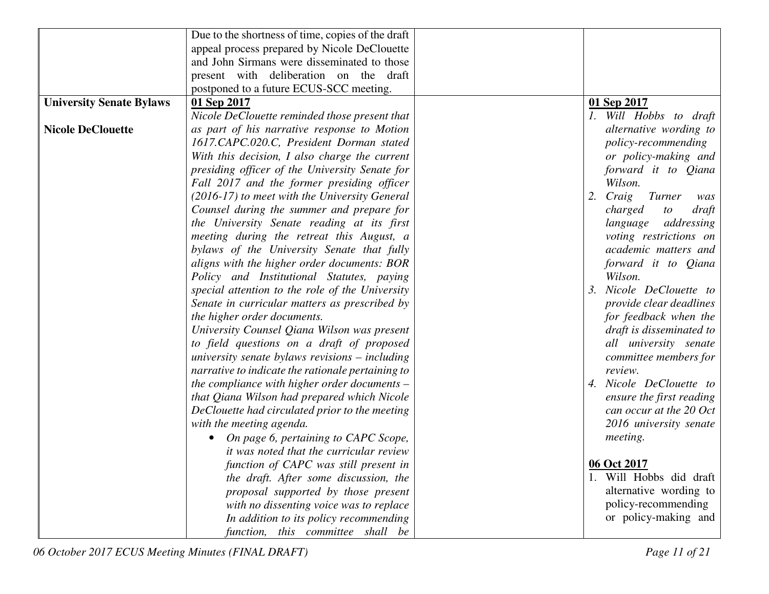| | | | |
|---|---|---|---|
| | Due to the shortness of time, copies of the draft appeal process prepared by Nicole DeClouette and John Sirmans were disseminated to those present with deliberation on the draft postponed to a future ECUS-SCC meeting. | | |
| **University Senate Bylaws**<br><br>**Nicole DeClouette** | **<u>01 Sep 2017</u>**<br>*Nicole DeClouette reminded those present that as part of his narrative response to Motion 1617.CAPC.020.C, President Dorman stated With this decision, I also charge the current presiding officer of the University Senate for Fall 2017 and the former presiding officer (2016-17) to meet with the University General Counsel during the summer and prepare for the University Senate reading at its first meeting during the retreat this August, a bylaws of the University Senate that fully aligns with the higher order documents: BOR Policy and Institutional Statutes, paying special attention to the role of the University Senate in curricular matters as prescribed by the higher order documents.*<br>*University Counsel Qiana Wilson was present to field questions on a draft of proposed university senate bylaws revisions – including narrative to indicate the rationale pertaining to the compliance with higher order documents – that Qiana Wilson had prepared which Nicole DeClouette had circulated prior to the meeting with the meeting agenda.*<br>• *On page 6, pertaining to CAPC Scope, it was noted that the curricular review function of CAPC was still present in the draft. After some discussion, the proposal supported by those present with no dissenting voice was to replace In addition to its policy recommending function, this committee shall be* | | **<u>01 Sep 2017</u>**<br>*1. Will Hobbs to draft alternative wording to policy-recommending or policy-making and forward it to Qiana Wilson.*<br>*2. Craig Turner was charged to draft language addressing voting restrictions on academic matters and forward it to Qiana Wilson.*<br>*3. Nicole DeClouette to provide clear deadlines for feedback when the draft is disseminated to all university senate committee members for review.*<br>*4. Nicole DeClouette to ensure the first reading can occur at the 20 Oct 2016 university senate meeting.*<br><br>**<u>06 Oct 2017</u>**<br>1. Will Hobbs did draft alternative wording to policy-recommending or policy-making and |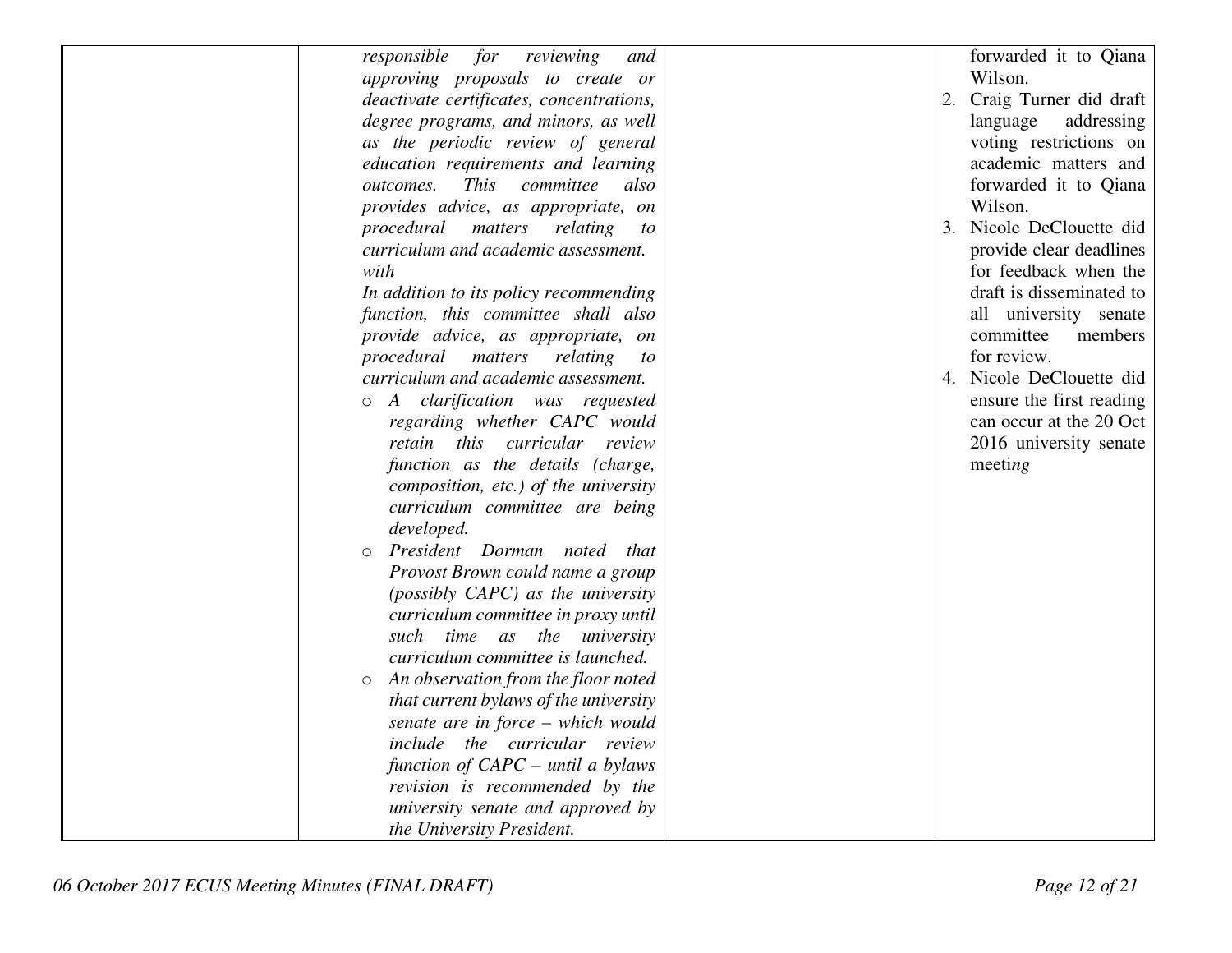| | | | |
|---|---|---|---|
| | *responsible for reviewing and approving proposals to create or deactivate certificates, concentrations, degree programs, and minors, as well as the periodic review of general education requirements and learning outcomes. This committee also provides advice, as appropriate, on procedural matters relating to curriculum and academic assessment.*<br>*with*<br>*In addition to its policy recommending function, this committee shall also provide advice, as appropriate, on procedural matters relating to curriculum and academic assessment.*<br>○ *A clarification was requested regarding whether CAPC would retain this curricular review function as the details (charge, composition, etc.) of the university curriculum committee are being developed.*<br>○ *President Dorman noted that Provost Brown could name a group (possibly CAPC) as the university curriculum committee in proxy until such time as the university curriculum committee is launched.*<br>○ *An observation from the floor noted that current bylaws of the university senate are in force – which would include the curricular review function of CAPC – until a bylaws revision is recommended by the university senate and approved by the University President.* | | forwarded it to Qiana Wilson.<br>2. Craig Turner did draft language addressing voting restrictions on academic matters and forwarded it to Qiana Wilson.<br>3. Nicole DeClouette did provide clear deadlines for feedback when the draft is disseminated to all university senate committee members for review.<br>4. Nicole DeClouette did ensure the first reading can occur at the 20 Oct 2016 university senate meeti*ng* |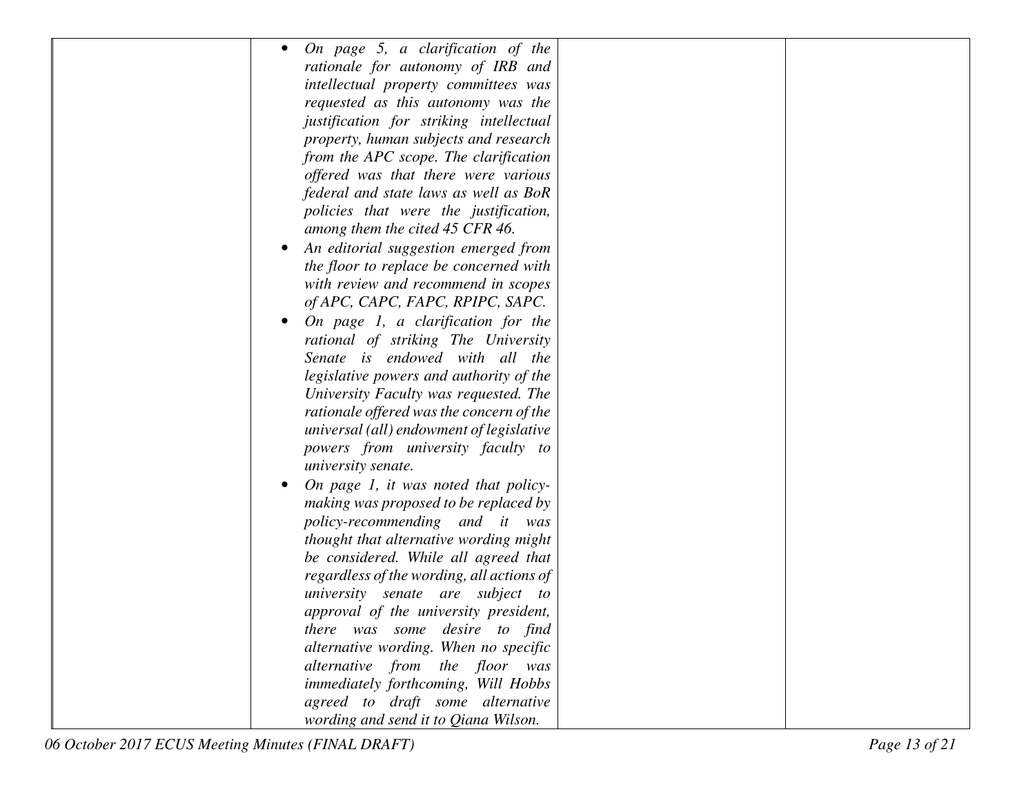| | | | |
|---|---|---|---|
| | *On page 5, a clarification of the rationale for autonomy of IRB and intellectual property committees was requested as this autonomy was the justification for striking intellectual property, human subjects and research from the APC scope. The clarification offered was that there were various federal and state laws as well as BoR policies that were the justification, among them the cited 45 CFR 46.*<br>• *An editorial suggestion emerged from the floor to replace be concerned with with review and recommend in scopes of APC, CAPC, FAPC, RPIPC, SAPC.*<br>• *On page 1, a clarification for the rational of striking The University Senate is endowed with all the legislative powers and authority of the University Faculty was requested. The rationale offered was the concern of the universal (all) endowment of legislative powers from university faculty to university senate.*<br>• *On page 1, it was noted that policy-making was proposed to be replaced by policy-recommending and it was thought that alternative wording might be considered. While all agreed that regardless of the wording, all actions of university senate are subject to approval of the university president, there was some desire to find alternative wording. When no specific alternative from the floor was immediately forthcoming, Will Hobbs agreed to draft some alternative wording and send it to Qiana Wilson.* | | |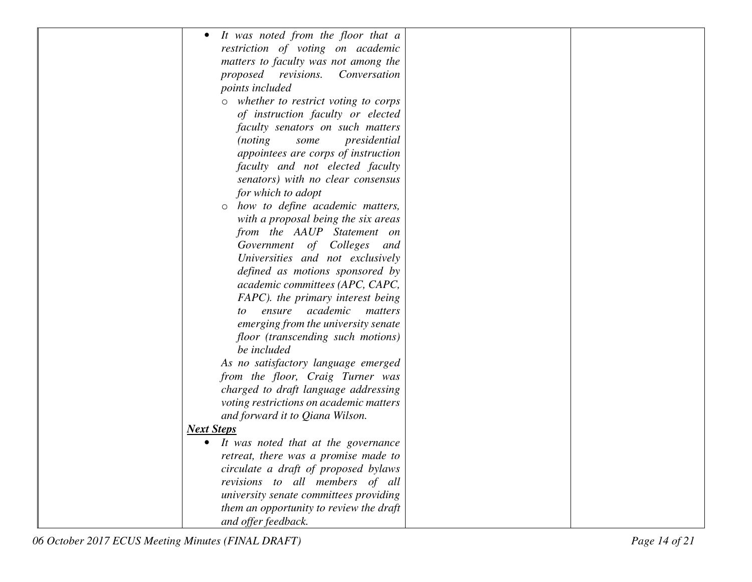| | | | |
|---|---|---|---|
| | • *It was noted from the floor that a restriction of voting on academic matters to faculty was not among the proposed revisions. Conversation points included*<br>  o *whether to restrict voting to corps of instruction faculty or elected faculty senators on such matters (noting some presidential appointees are corps of instruction faculty and not elected faculty senators) with no clear consensus for which to adopt*<br>  o *how to define academic matters, with a proposal being the six areas from the AAUP Statement on Government of Colleges and Universities and not exclusively defined as motions sponsored by academic committees (APC, CAPC, FAPC). the primary interest being to ensure academic matters emerging from the university senate floor (transcending such motions) be included*<br>*As no satisfactory language emerged from the floor, Craig Turner was charged to draft language addressing voting restrictions on academic matters and forward it to Qiana Wilson.*<br>***Next Steps***<br>• *It was noted that at the governance retreat, there was a promise made to circulate a draft of proposed bylaws revisions to all members of all university senate committees providing them an opportunity to review the draft and offer feedback.* | | |

*06 October 2017 ECUS Meeting Minutes (FINAL DRAFT)*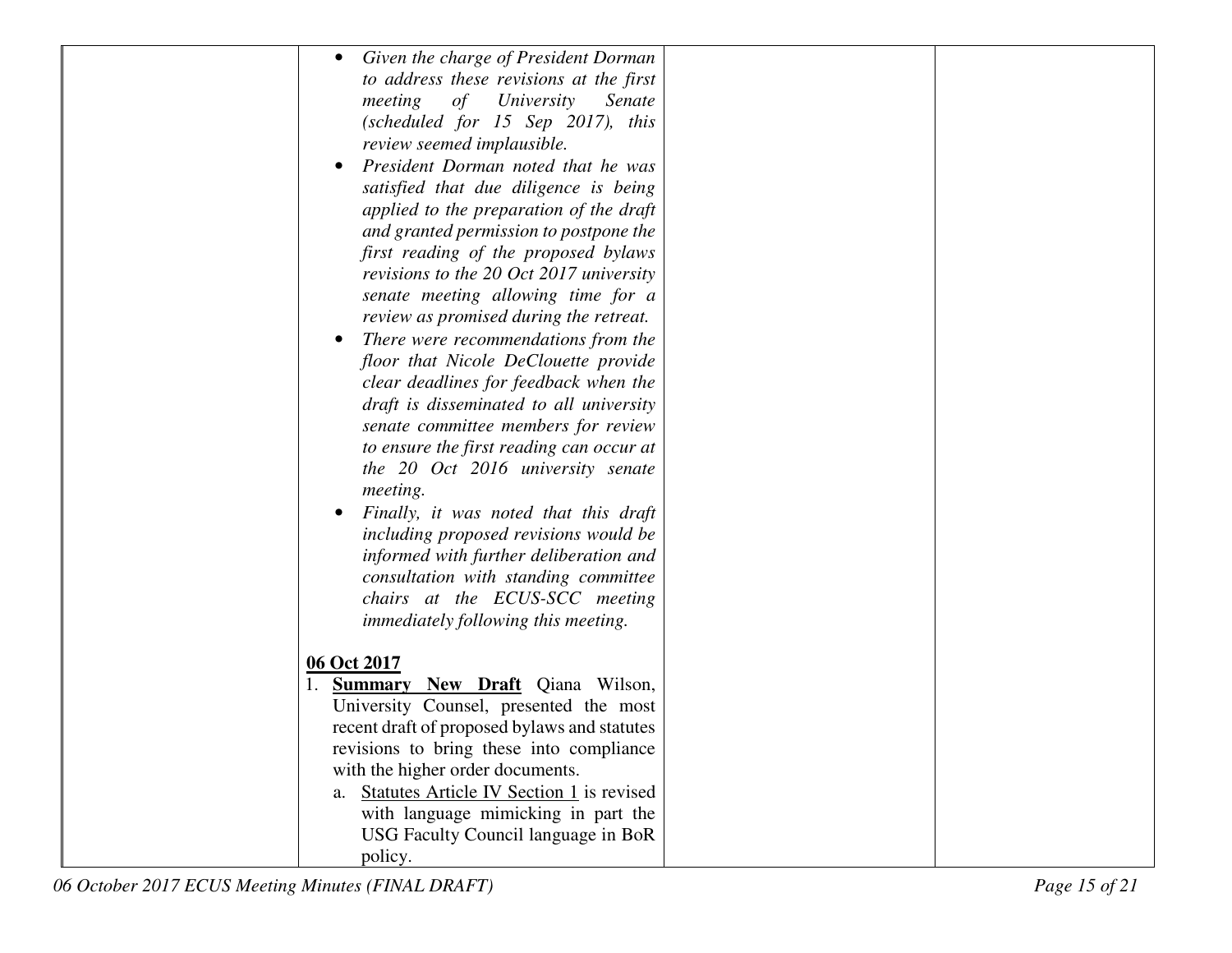| | | | |
|---|---|---|---|
| | • *Given the charge of President Dorman to address these revisions at the first meeting of University Senate (scheduled for 15 Sep 2017), this review seemed implausible.*<br>• *President Dorman noted that he was satisfied that due diligence is being applied to the preparation of the draft and granted permission to postpone the first reading of the proposed bylaws revisions to the 20 Oct 2017 university senate meeting allowing time for a review as promised during the retreat.*<br>• *There were recommendations from the floor that Nicole DeClouette provide clear deadlines for feedback when the draft is disseminated to all university senate committee members for review to ensure the first reading can occur at the 20 Oct 2016 university senate meeting.*<br>• *Finally, it was noted that this draft including proposed revisions would be informed with further deliberation and consultation with standing committee chairs at the ECUS-SCC meeting immediately following this meeting.*<br><br>**06 Oct 2017**<br>1. **Summary New Draft** Qiana Wilson, University Counsel, presented the most recent draft of proposed bylaws and statutes revisions to bring these into compliance with the higher order documents.<br>a. Statutes Article IV Section 1 is revised with language mimicking in part the USG Faculty Council language in BoR policy. | | |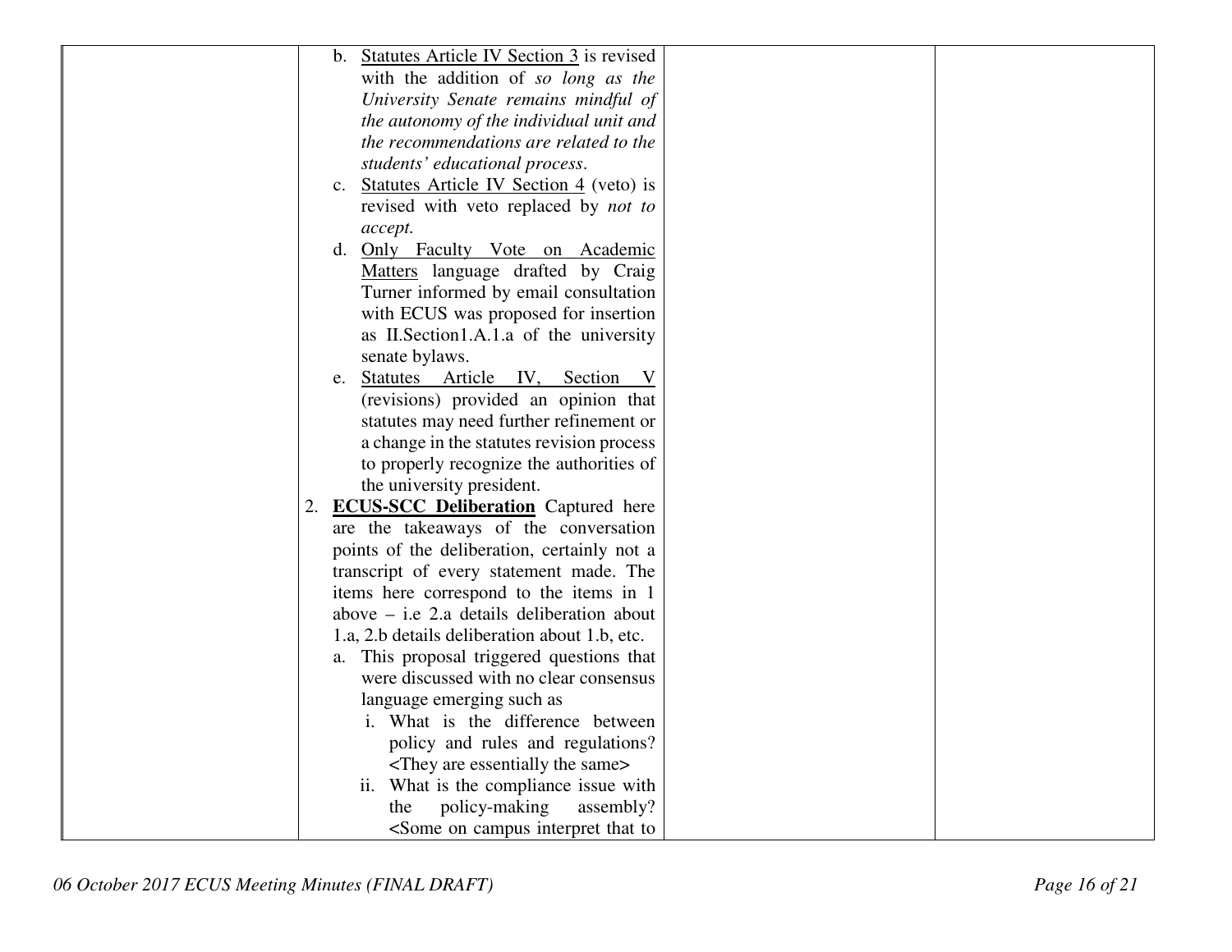| | | | |
|---|---|---|---|
| | b. <u>Statutes Article IV Section 3</u> is revised with the addition of *so long as the University Senate remains mindful of the autonomy of the individual unit and the recommendations are related to the students' educational process*.<br>c. <u>Statutes Article IV Section 4</u> (veto) is revised with veto replaced by *not to accept.*<br>d. <u>Only Faculty Vote on Academic Matters</u> language drafted by Craig Turner informed by email consultation with ECUS was proposed for insertion as II.Section1.A.1.a of the university senate bylaws.<br>e. <u>Statutes Article IV, Section V</u> (revisions) provided an opinion that statutes may need further refinement or a change in the statutes revision process to properly recognize the authorities of the university president.<br>2. **<u>ECUS-SCC Deliberation</u>** Captured here are the takeaways of the conversation points of the deliberation, certainly not a transcript of every statement made. The items here correspond to the items in 1 above – i.e 2.a details deliberation about 1.a, 2.b details deliberation about 1.b, etc.<br>a. This proposal triggered questions that were discussed with no clear consensus language emerging such as<br>i. What is the difference between policy and rules and regulations? <They are essentially the same><br>ii. What is the compliance issue with the policy-making assembly? <Some on campus interpret that to | | |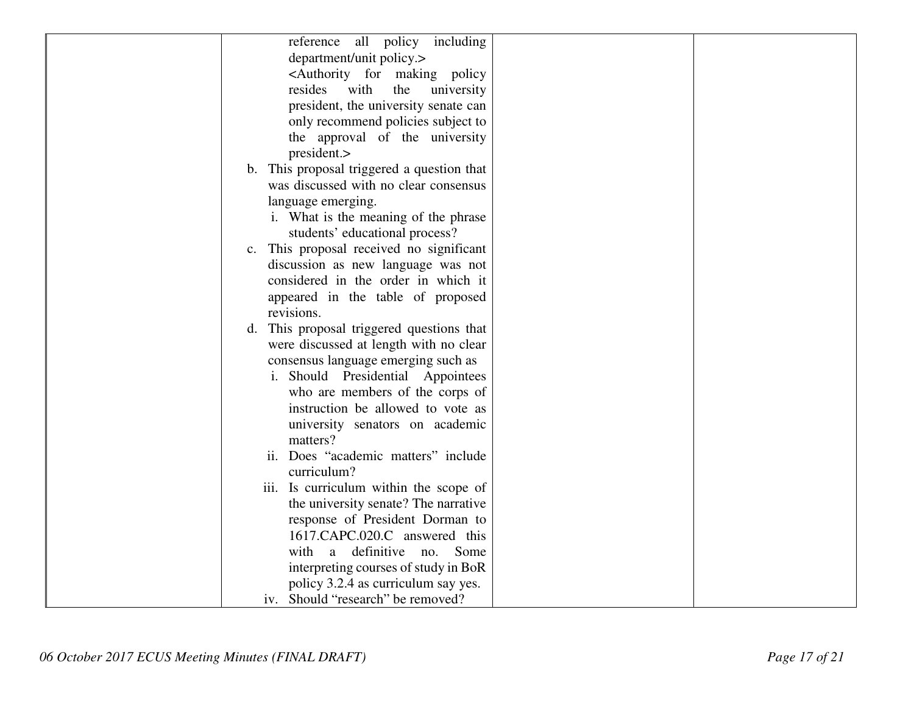| | | | |
|---|---|---|---|
| | reference all policy including department/unit policy.> <br> <Authority for making policy resides with the university president, the university senate can only recommend policies subject to the approval of the university president.> <br> b. This proposal triggered a question that was discussed with no clear consensus language emerging. <br> i. What is the meaning of the phrase students' educational process? <br> c. This proposal received no significant discussion as new language was not considered in the order in which it appeared in the table of proposed revisions. <br> d. This proposal triggered questions that were discussed at length with no clear consensus language emerging such as <br> i. Should Presidential Appointees who are members of the corps of instruction be allowed to vote as university senators on academic matters? <br> ii. Does "academic matters" include curriculum? <br> iii. Is curriculum within the scope of the university senate? The narrative response of President Dorman to 1617.CAPC.020.C answered this with a definitive no. Some interpreting courses of study in BoR policy 3.2.4 as curriculum say yes. <br> iv. Should "research" be removed? | | |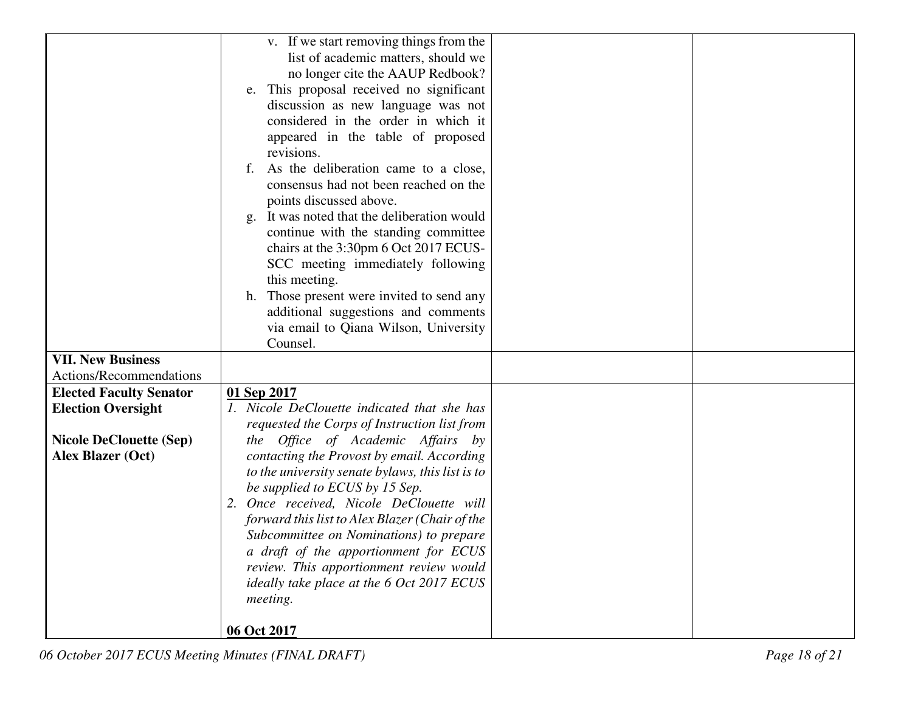| | | | |
|---|---|---|---|
| | v. If we start removing things from the list of academic matters, should we no longer cite the AAUP Redbook?<br>e. This proposal received no significant discussion as new language was not considered in the order in which it appeared in the table of proposed revisions.<br>f. As the deliberation came to a close, consensus had not been reached on the points discussed above.<br>g. It was noted that the deliberation would continue with the standing committee chairs at the 3:30pm 6 Oct 2017 ECUS-SCC meeting immediately following this meeting.<br>h. Those present were invited to send any additional suggestions and comments via email to Qiana Wilson, University Counsel. | | |
| **VII. New Business** Actions/Recommendations | | | |
| **Elected Faculty Senator Election Oversight**<br><br>**Nicole DeClouette (Sep)**<br>**Alex Blazer (Oct)** | **<u>01 Sep 2017</u>**<br>*1. Nicole DeClouette indicated that she has requested the Corps of Instruction list from the Office of Academic Affairs by contacting the Provost by email. According to the university senate bylaws, this list is to be supplied to ECUS by 15 Sep.*<br>*2. Once received, Nicole DeClouette will forward this list to Alex Blazer (Chair of the Subcommittee on Nominations) to prepare a draft of the apportionment for ECUS review. This apportionment review would ideally take place at the 6 Oct 2017 ECUS meeting.*<br><br>**<u>06 Oct 2017</u>** | | |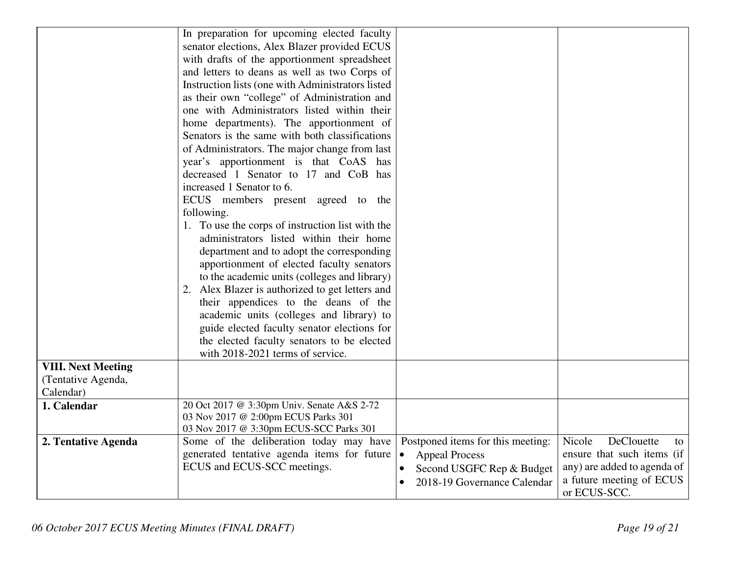| | | | |
|---|---|---|---|
| | In preparation for upcoming elected faculty senator elections, Alex Blazer provided ECUS with drafts of the apportionment spreadsheet and letters to deans as well as two Corps of Instruction lists (one with Administrators listed as their own "college" of Administration and one with Administrators listed within their home departments). The apportionment of Senators is the same with both classifications of Administrators. The major change from last year's apportionment is that CoAS has decreased 1 Senator to 17 and CoB has increased 1 Senator to 6.<br>ECUS members present agreed to the following.<br>1. To use the corps of instruction list with the administrators listed within their home department and to adopt the corresponding apportionment of elected faculty senators to the academic units (colleges and library)<br>2. Alex Blazer is authorized to get letters and their appendices to the deans of the academic units (colleges and library) to guide elected faculty senator elections for the elected faculty senators to be elected with 2018-2021 terms of service. | | |
| **VIII. Next Meeting** (Tentative Agenda, Calendar) | | | |
| **1. Calendar** | 20 Oct 2017 @ 3:30pm Univ. Senate A&S 2-72<br>03 Nov 2017 @ 2:00pm ECUS Parks 301<br>03 Nov 2017 @ 3:30pm ECUS-SCC Parks 301 | | |
| **2. Tentative Agenda** | Some of the deliberation today may have generated tentative agenda items for future ECUS and ECUS-SCC meetings. | Postponed items for this meeting:<br>• Appeal Process<br>• Second USGFC Rep & Budget<br>• 2018-19 Governance Calendar | Nicole DeClouette to ensure that such items (if any) are added to agenda of a future meeting of ECUS or ECUS-SCC. |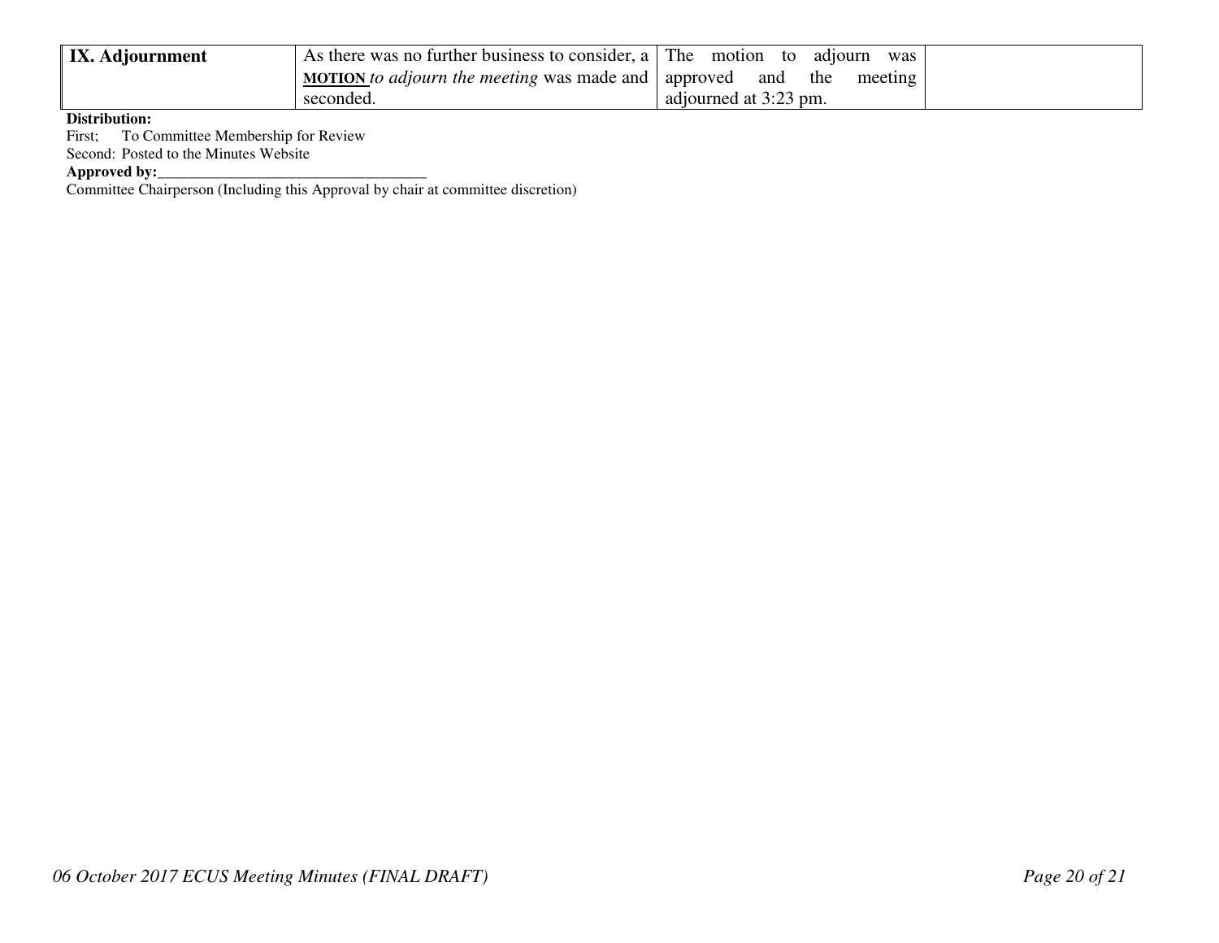| **IX. Adjournment** | As there was no further business to consider, a **MOTION** *to adjourn the meeting* was made and seconded. | The motion to adjourn was approved and the meeting adjourned at 3:23 pm. | |
|---|---|---|---|

**Distribution:**
First; To Committee Membership for Review
Second: Posted to the Minutes Website
**Approved by:**___________________________________
Committee Chairperson (Including this Approval by chair at committee discretion)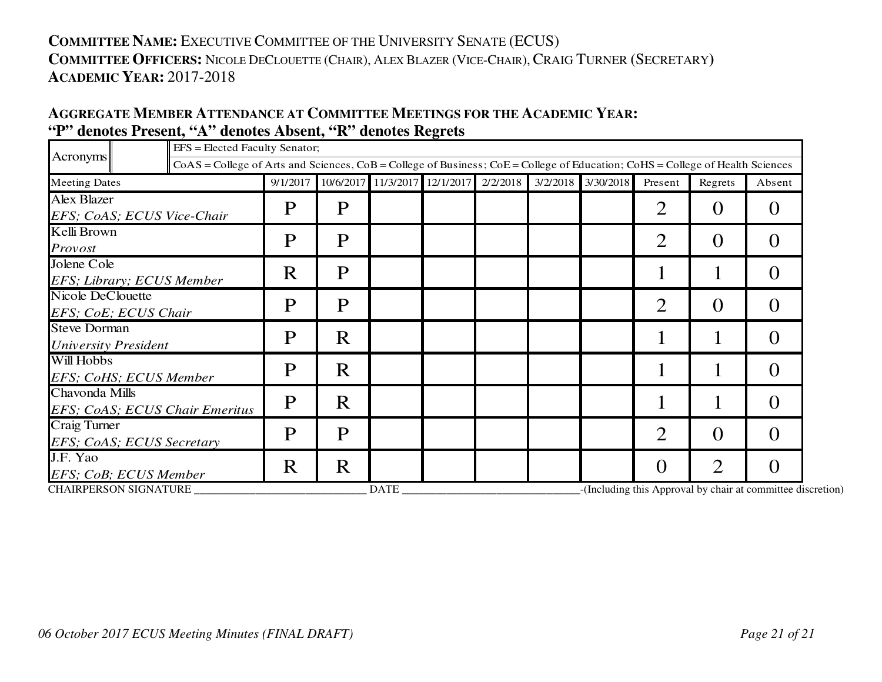**COMMITTEE NAME:** EXECUTIVE COMMITTEE OF THE UNIVERSITY SENATE (ECUS)
**COMMITTEE OFFICERS:** NICOLE DECLOUETTE (CHAIR), ALEX BLAZER (VICE-CHAIR), CRAIG TURNER (SECRETARY)
**ACADEMIC YEAR:** 2017-2018

**AGGREGATE MEMBER ATTENDANCE AT COMMITTEE MEETINGS FOR THE ACADEMIC YEAR:**
**"P" denotes Present, "A" denotes Absent, "R" denotes Regrets**

| Acronyms | EFS = Elected Faculty Senator; CoAS = College of Arts and Sciences, CoB = College of Business; CoE = College of Education; CoHS = College of Health Sciences | | | | | | | | | |
|---|---|---|---|---|---|---|---|---|---|---|
| Meeting Dates | 9/1/2017 | 10/6/2017 | 11/3/2017 | 12/1/2017 | 2/2/2018 | 3/2/2018 | 3/30/2018 | Present | Regrets | Absent |
| Alex Blazer<br>*EFS; CoAS; ECUS Vice-Chair* | P | P | | | | | | 2 | 0 | 0 |
| Kelli Brown<br>*Provost* | P | P | | | | | | 2 | 0 | 0 |
| Jolene Cole<br>*EFS; Library; ECUS Member* | R | P | | | | | | 1 | 1 | 0 |
| Nicole DeClouette<br>*EFS; CoE; ECUS Chair* | P | P | | | | | | 2 | 0 | 0 |
| Steve Dorman<br>*University President* | P | R | | | | | | 1 | 1 | 0 |
| Will Hobbs<br>*EFS; CoHS; ECUS Member* | P | R | | | | | | 1 | 1 | 0 |
| Chavonda Mills<br>*EFS; CoAS; ECUS Chair Emeritus* | P | R | | | | | | 1 | 1 | 0 |
| Craig Turner<br>*EFS; CoAS; ECUS Secretary* | P | P | | | | | | 2 | 0 | 0 |
| J.F. Yao<br>*EFS; CoB; ECUS Member* | R | R | | | | | | 0 | 2 | 0 |

CHAIRPERSON SIGNATURE ______________________________ DATE ________________________________-(Including this Approval by chair at committee discretion)